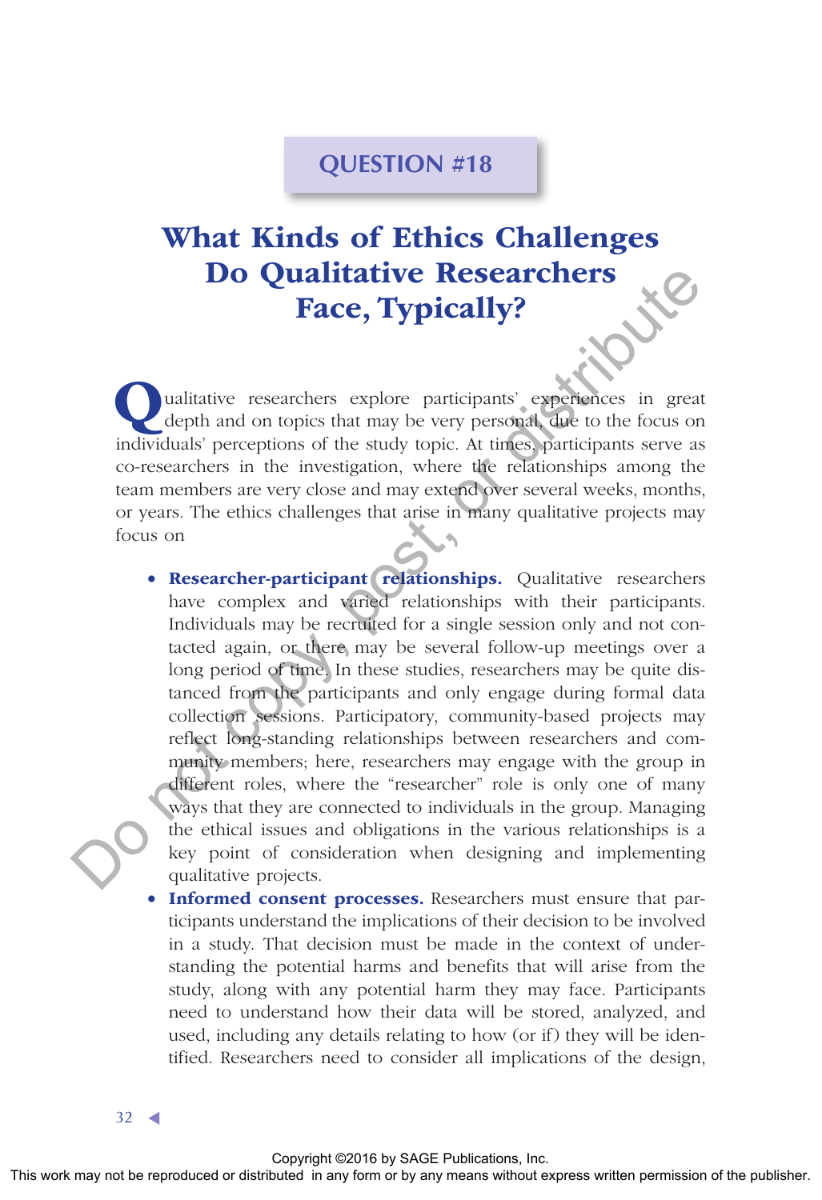QUESTION #18

# What Kinds of Ethics Challenges Do Qualitative Researchers Face, Typically?

Qualitative researchers explore participants' experiences in great depth and on topics that may be very personal, due to the focus on individuals' perceptions of the study topic. At times, participants serve as co-researchers in the investigation, where the relationships among the team members are very close and may extend over several weeks, months, or years. The ethics challenges that arise in many qualitative projects may focus on

- **Researcher-participant relationships.** Qualitative researchers have complex and varied relationships with their participants. Individuals may be recruited for a single session only and not contacted again, or there may be several follow-up meetings over a long period of time. In these studies, researchers may be quite distanced from the participants and only engage during formal data collection sessions. Participatory, community-based projects may reflect long-standing relationships between researchers and community members; here, researchers may engage with the group in different roles, where the "researcher" role is only one of many ways that they are connected to individuals in the group. Managing the ethical issues and obligations in the various relationships is a key point of consideration when designing and implementing qualitative projects.
- **Informed consent processes.** Researchers must ensure that participants understand the implications of their decision to be involved in a study. That decision must be made in the context of understanding the potential harms and benefits that will arise from the study, along with any potential harm they may face. Participants need to understand how their data will be stored, analyzed, and used, including any details relating to how (or if) they will be identified. Researchers need to consider all implications of the design,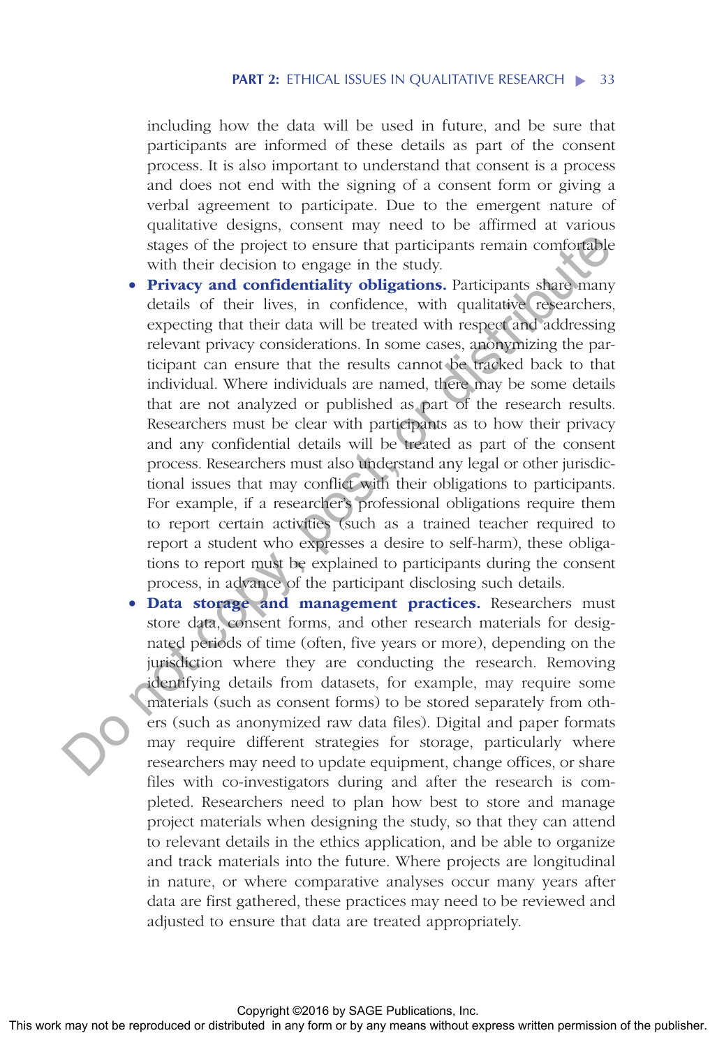including how the data will be used in future, and be sure that participants are informed of these details as part of the consent process. It is also important to understand that consent is a process and does not end with the signing of a consent form or giving a verbal agreement to participate. Due to the emergent nature of qualitative designs, consent may need to be affirmed at various stages of the project to ensure that participants remain comfortable with their decision to engage in the study.

- **Privacy and confidentiality obligations.** Participants share many details of their lives, in confidence, with qualitative researchers, expecting that their data will be treated with respect and addressing relevant privacy considerations. In some cases, anonymizing the participant can ensure that the results cannot be tracked back to that individual. Where individuals are named, there may be some details that are not analyzed or published as part of the research results. Researchers must be clear with participants as to how their privacy and any confidential details will be treated as part of the consent process. Researchers must also understand any legal or other jurisdictional issues that may conflict with their obligations to participants. For example, if a researcher's professional obligations require them to report certain activities (such as a trained teacher required to report a student who expresses a desire to self-harm), these obligations to report must be explained to participants during the consent process, in advance of the participant disclosing such details.
- **Data storage and management practices.** Researchers must store data, consent forms, and other research materials for designated periods of time (often, five years or more), depending on the jurisdiction where they are conducting the research. Removing identifying details from datasets, for example, may require some materials (such as consent forms) to be stored separately from others (such as anonymized raw data files). Digital and paper formats may require different strategies for storage, particularly where researchers may need to update equipment, change offices, or share files with co-investigators during and after the research is completed. Researchers need to plan how best to store and manage project materials when designing the study, so that they can attend to relevant details in the ethics application, and be able to organize and track materials into the future. Where projects are longitudinal in nature, or where comparative analyses occur many years after data are first gathered, these practices may need to be reviewed and adjusted to ensure that data are treated appropriately.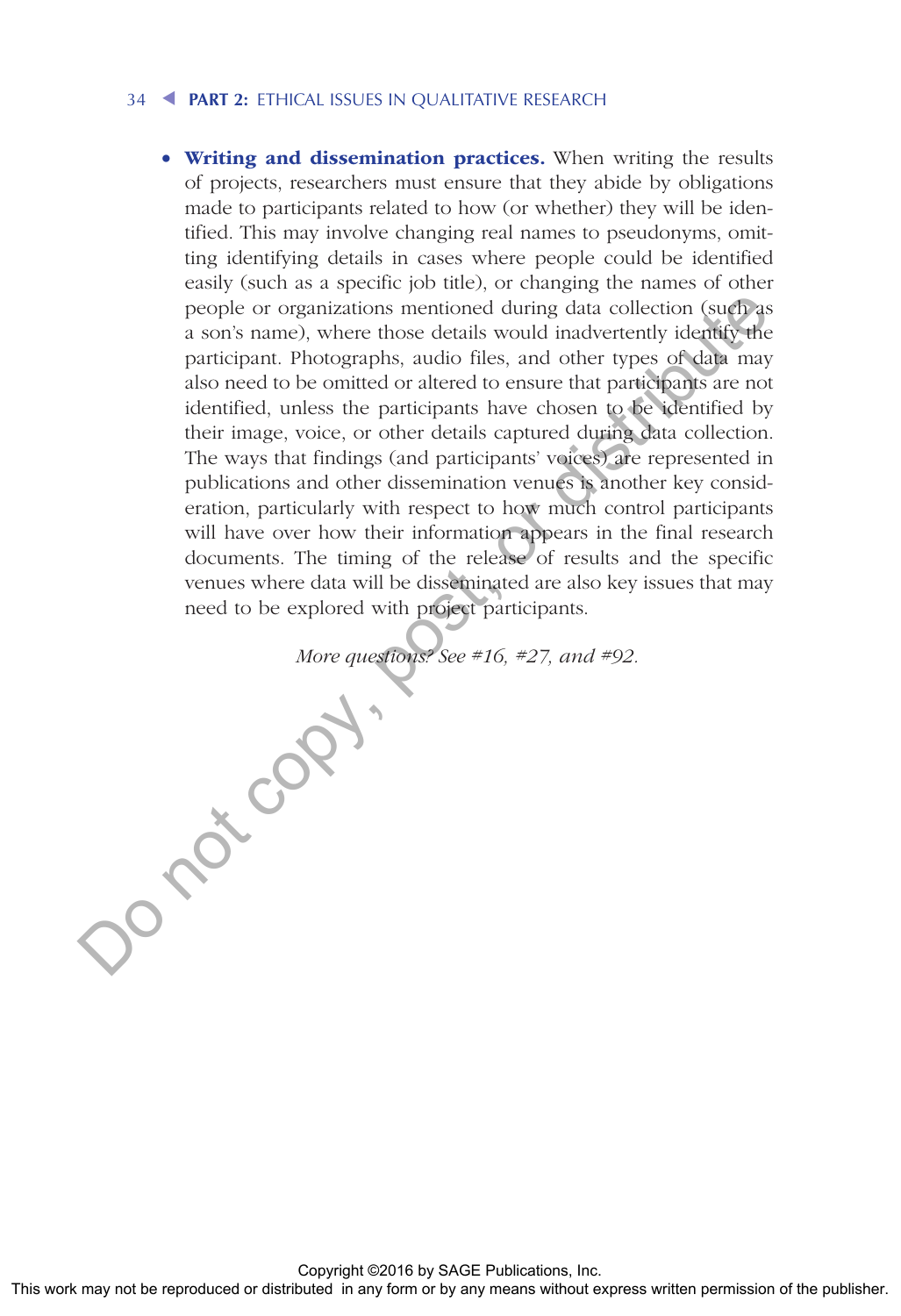- **Writing and dissemination practices.** When writing the results of projects, researchers must ensure that they abide by obligations made to participants related to how (or whether) they will be identified. This may involve changing real names to pseudonyms, omitting identifying details in cases where people could be identified easily (such as a specific job title), or changing the names of other people or organizations mentioned during data collection (such as a son's name), where those details would inadvertently identify the participant. Photographs, audio files, and other types of data may also need to be omitted or altered to ensure that participants are not identified, unless the participants have chosen to be identified by their image, voice, or other details captured during data collection. The ways that findings (and participants' voices) are represented in publications and other dissemination venues is another key consideration, particularly with respect to how much control participants will have over how their information appears in the final research documents. The timing of the release of results and the specific venues where data will be disseminated are also key issues that may need to be explored with project participants.

*More questions? See #16, #27, and #92.*